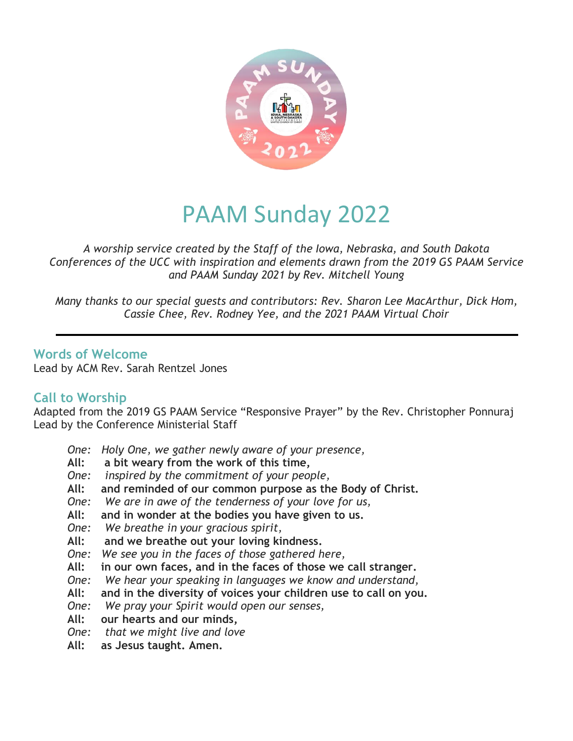# PAAM Sunday 2022

*A worship service created by the Staff of the Iowa, Nebraska, and South Dakota Conferences of the UCC with inspiration and elements drawn from the 2019 GS PAAM Service and PAAM Sunday 2021 by Rev. Mitchell Young*

*Many thanks to our special guests and contributors: Rev. Sharon Lee MacArthur, Dick Hom, Cassie Chee, Rev. Rodney Yee, and the 2021 PAAM Virtual Choir*

---

## Words of Welcome

Lead by ACM Rev. Sarah Rentzel Jones

## Call to Worship

Adapted from the 2019 GS PAAM Service "Responsive Prayer" by the Rev. Christopher Ponnuraj
Lead by the Conference Ministerial Staff

*One:* *Holy One, we gather newly aware of your presence,*
**All:** **a bit weary from the work of this time,**
*One:* *inspired by the commitment of your people,*
**All:** **and reminded of our common purpose as the Body of Christ.**
*One:* *We are in awe of the tenderness of your love for us,*
**All:** **and in wonder at the bodies you have given to us.**
*One:* *We breathe in your gracious spirit,*
**All:** **and we breathe out your loving kindness.**
*One:* *We see you in the faces of those gathered here,*
**All:** **in our own faces, and in the faces of those we call stranger.**
*One:* *We hear your speaking in languages we know and understand,*
**All:** **and in the diversity of voices your children use to call on you.**
*One:* *We pray your Spirit would open our senses,*
**All:** **our hearts and our minds,**
*One:* *that we might live and love*
**All:** **as Jesus taught. Amen.**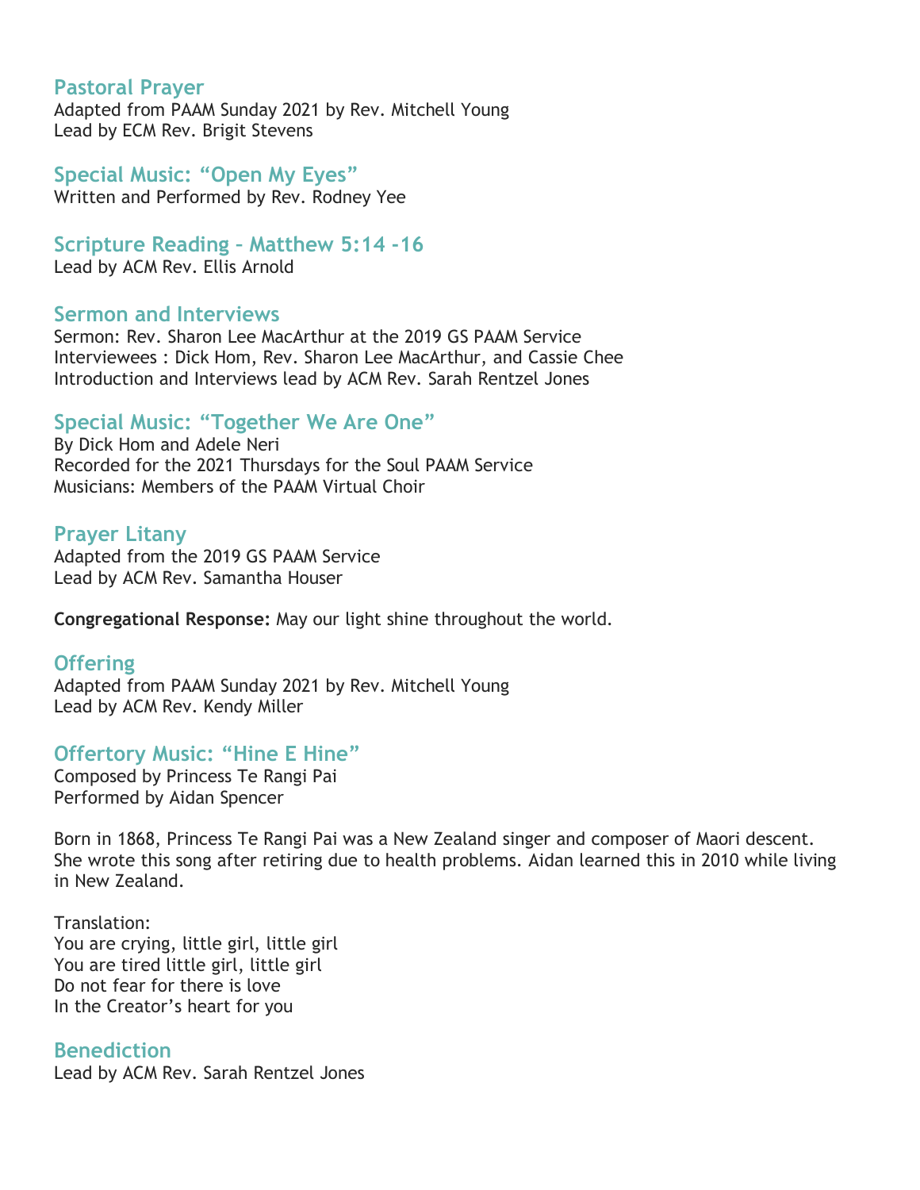## Pastoral Prayer

Adapted from PAAM Sunday 2021 by Rev. Mitchell Young
Lead by ECM Rev. Brigit Stevens

## Special Music: "Open My Eyes"

Written and Performed by Rev. Rodney Yee

## Scripture Reading – Matthew 5:14 -16

Lead by ACM Rev. Ellis Arnold

## Sermon and Interviews

Sermon: Rev. Sharon Lee MacArthur at the 2019 GS PAAM Service
Interviewees : Dick Hom, Rev. Sharon Lee MacArthur, and Cassie Chee
Introduction and Interviews lead by ACM Rev. Sarah Rentzel Jones

## Special Music: "Together We Are One"

By Dick Hom and Adele Neri
Recorded for the 2021 Thursdays for the Soul PAAM Service
Musicians: Members of the PAAM Virtual Choir

## Prayer Litany

Adapted from the 2019 GS PAAM Service
Lead by ACM Rev. Samantha Houser

**Congregational Response:** May our light shine throughout the world.

## Offering

Adapted from PAAM Sunday 2021 by Rev. Mitchell Young
Lead by ACM Rev. Kendy Miller

## Offertory Music: "Hine E Hine"

Composed by Princess Te Rangi Pai
Performed by Aidan Spencer

Born in 1868, Princess Te Rangi Pai was a New Zealand singer and composer of Maori descent. She wrote this song after retiring due to health problems. Aidan learned this in 2010 while living in New Zealand.

Translation:
You are crying, little girl, little girl
You are tired little girl, little girl
Do not fear for there is love
In the Creator's heart for you

## Benediction

Lead by ACM Rev. Sarah Rentzel Jones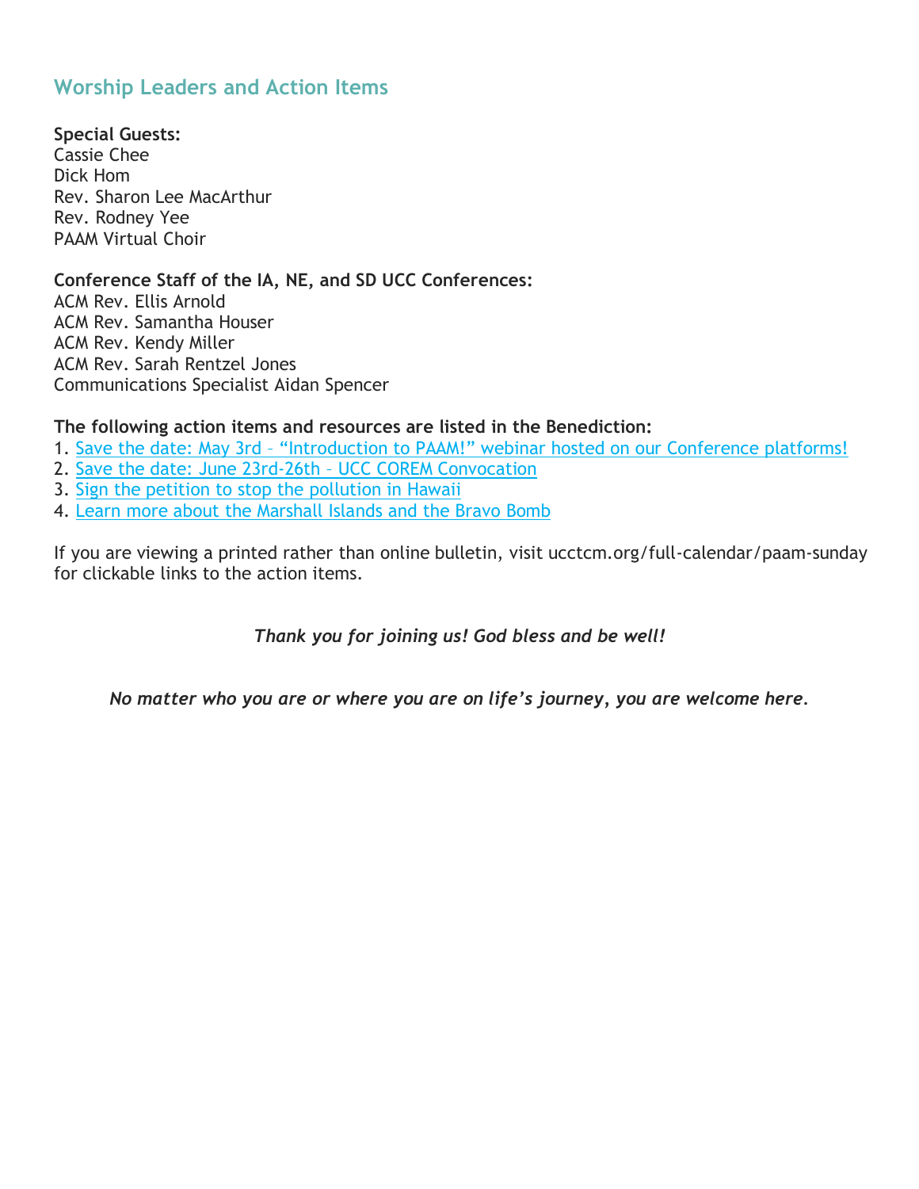## Worship Leaders and Action Items

**Special Guests:**
Cassie Chee
Dick Hom
Rev. Sharon Lee MacArthur
Rev. Rodney Yee
PAAM Virtual Choir

**Conference Staff of the IA, NE, and SD UCC Conferences:**
ACM Rev. Ellis Arnold
ACM Rev. Samantha Houser
ACM Rev. Kendy Miller
ACM Rev. Sarah Rentzel Jones
Communications Specialist Aidan Spencer

**The following action items and resources are listed in the Benediction:**

1. Save the date: May 3rd – "Introduction to PAAM!" webinar hosted on our Conference platforms!
2. Save the date: June 23rd-26th – UCC COREM Convocation
3. Sign the petition to stop the pollution in Hawaii
4. Learn more about the Marshall Islands and the Bravo Bomb

If you are viewing a printed rather than online bulletin, visit ucctcm.org/full-calendar/paam-sunday for clickable links to the action items.

*Thank you for joining us! God bless and be well!*

*No matter who you are or where you are on life's journey, you are welcome here.*